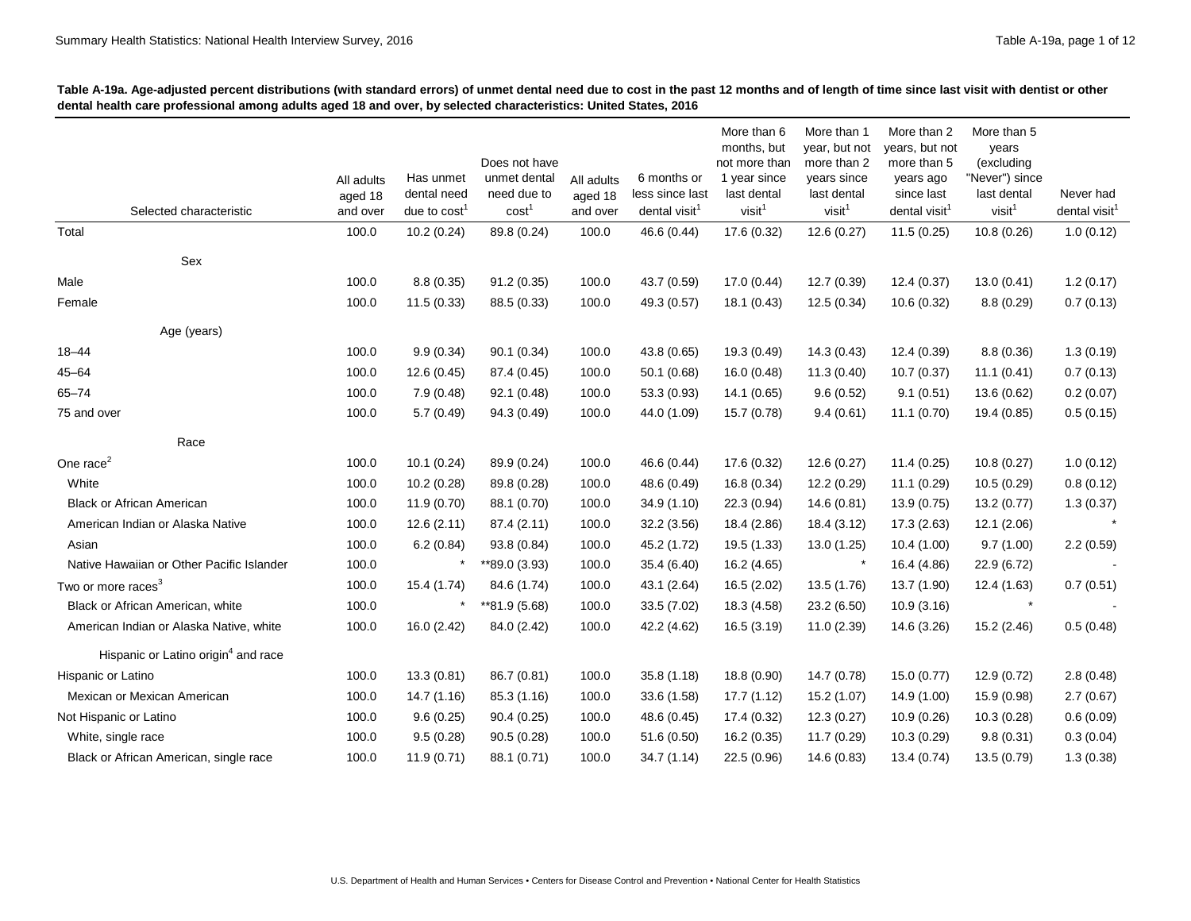**Table A-19a. Age-adjusted percent distributions (with standard errors) of unmet dental need due to cost in the past 12 months and of length of time since last visit with dentist or other dental health care professional among adults aged 18 and over, by selected characteristics: United States, 2016**

| Selected characteristic | All adults aged 18 and over | Has unmet dental need due to cost[1] | Does not have unmet dental need due to cost[1] | All adults aged 18 and over | 6 months or less since last dental visit[1] | More than 6 months, but not more than 1 year since last dental visit[1] | More than 1 year, but not more than 2 years since last dental visit[1] | More than 2 years, but not more than 5 years ago since last dental visit[1] | More than 5 years (excluding "Never") since last dental visit[1] | Never had dental visit[1] |
|---|---|---|---|---|---|---|---|---|---|---|
| Total | 100.0 | 10.2 (0.24) | 89.8 (0.24) | 100.0 | 46.6 (0.44) | 17.6 (0.32) | 12.6 (0.27) | 11.5 (0.25) | 10.8 (0.26) | 1.0 (0.12) |
| **Sex** | | | | | | | | | | |
| Male | 100.0 | 8.8 (0.35) | 91.2 (0.35) | 100.0 | 43.7 (0.59) | 17.0 (0.44) | 12.7 (0.39) | 12.4 (0.37) | 13.0 (0.41) | 1.2 (0.17) |
| Female | 100.0 | 11.5 (0.33) | 88.5 (0.33) | 100.0 | 49.3 (0.57) | 18.1 (0.43) | 12.5 (0.34) | 10.6 (0.32) | 8.8 (0.29) | 0.7 (0.13) |
| **Age (years)** | | | | | | | | | | |
| 18–44 | 100.0 | 9.9 (0.34) | 90.1 (0.34) | 100.0 | 43.8 (0.65) | 19.3 (0.49) | 14.3 (0.43) | 12.4 (0.39) | 8.8 (0.36) | 1.3 (0.19) |
| 45–64 | 100.0 | 12.6 (0.45) | 87.4 (0.45) | 100.0 | 50.1 (0.68) | 16.0 (0.48) | 11.3 (0.40) | 10.7 (0.37) | 11.1 (0.41) | 0.7 (0.13) |
| 65–74 | 100.0 | 7.9 (0.48) | 92.1 (0.48) | 100.0 | 53.3 (0.93) | 14.1 (0.65) | 9.6 (0.52) | 9.1 (0.51) | 13.6 (0.62) | 0.2 (0.07) |
| 75 and over | 100.0 | 5.7 (0.49) | 94.3 (0.49) | 100.0 | 44.0 (1.09) | 15.7 (0.78) | 9.4 (0.61) | 11.1 (0.70) | 19.4 (0.85) | 0.5 (0.15) |
| **Race** | | | | | | | | | | |
| One race[2] | 100.0 | 10.1 (0.24) | 89.9 (0.24) | 100.0 | 46.6 (0.44) | 17.6 (0.32) | 12.6 (0.27) | 11.4 (0.25) | 10.8 (0.27) | 1.0 (0.12) |
| White | 100.0 | 10.2 (0.28) | 89.8 (0.28) | 100.0 | 48.6 (0.49) | 16.8 (0.34) | 12.2 (0.29) | 11.1 (0.29) | 10.5 (0.29) | 0.8 (0.12) |
| Black or African American | 100.0 | 11.9 (0.70) | 88.1 (0.70) | 100.0 | 34.9 (1.10) | 22.3 (0.94) | 14.6 (0.81) | 13.9 (0.75) | 13.2 (0.77) | 1.3 (0.37) |
| American Indian or Alaska Native | 100.0 | 12.6 (2.11) | 87.4 (2.11) | 100.0 | 32.2 (3.56) | 18.4 (2.86) | 18.4 (3.12) | 17.3 (2.63) | 12.1 (2.06) | * |
| Asian | 100.0 | 6.2 (0.84) | 93.8 (0.84) | 100.0 | 45.2 (1.72) | 19.5 (1.33) | 13.0 (1.25) | 10.4 (1.00) | 9.7 (1.00) | 2.2 (0.59) |
| Native Hawaiian or Other Pacific Islander | 100.0 | * | **89.0 (3.93) | 100.0 | 35.4 (6.40) | 16.2 (4.65) | * | 16.4 (4.86) | 22.9 (6.72) | - |
| Two or more races[3] | 100.0 | 15.4 (1.74) | 84.6 (1.74) | 100.0 | 43.1 (2.64) | 16.5 (2.02) | 13.5 (1.76) | 13.7 (1.90) | 12.4 (1.63) | 0.7 (0.51) |
| Black or African American, white | 100.0 | * | **81.9 (5.68) | 100.0 | 33.5 (7.02) | 18.3 (4.58) | 23.2 (6.50) | 10.9 (3.16) | * | - |
| American Indian or Alaska Native, white | 100.0 | 16.0 (2.42) | 84.0 (2.42) | 100.0 | 42.2 (4.62) | 16.5 (3.19) | 11.0 (2.39) | 14.6 (3.26) | 15.2 (2.46) | 0.5 (0.48) |
| **Hispanic or Latino origin[4] and race** | | | | | | | | | | |
| Hispanic or Latino | 100.0 | 13.3 (0.81) | 86.7 (0.81) | 100.0 | 35.8 (1.18) | 18.8 (0.90) | 14.7 (0.78) | 15.0 (0.77) | 12.9 (0.72) | 2.8 (0.48) |
| Mexican or Mexican American | 100.0 | 14.7 (1.16) | 85.3 (1.16) | 100.0 | 33.6 (1.58) | 17.7 (1.12) | 15.2 (1.07) | 14.9 (1.00) | 15.9 (0.98) | 2.7 (0.67) |
| Not Hispanic or Latino | 100.0 | 9.6 (0.25) | 90.4 (0.25) | 100.0 | 48.6 (0.45) | 17.4 (0.32) | 12.3 (0.27) | 10.9 (0.26) | 10.3 (0.28) | 0.6 (0.09) |
| White, single race | 100.0 | 9.5 (0.28) | 90.5 (0.28) | 100.0 | 51.6 (0.50) | 16.2 (0.35) | 11.7 (0.29) | 10.3 (0.29) | 9.8 (0.31) | 0.3 (0.04) |
| Black or African American, single race | 100.0 | 11.9 (0.71) | 88.1 (0.71) | 100.0 | 34.7 (1.14) | 22.5 (0.96) | 14.6 (0.83) | 13.4 (0.74) | 13.5 (0.79) | 1.3 (0.38) |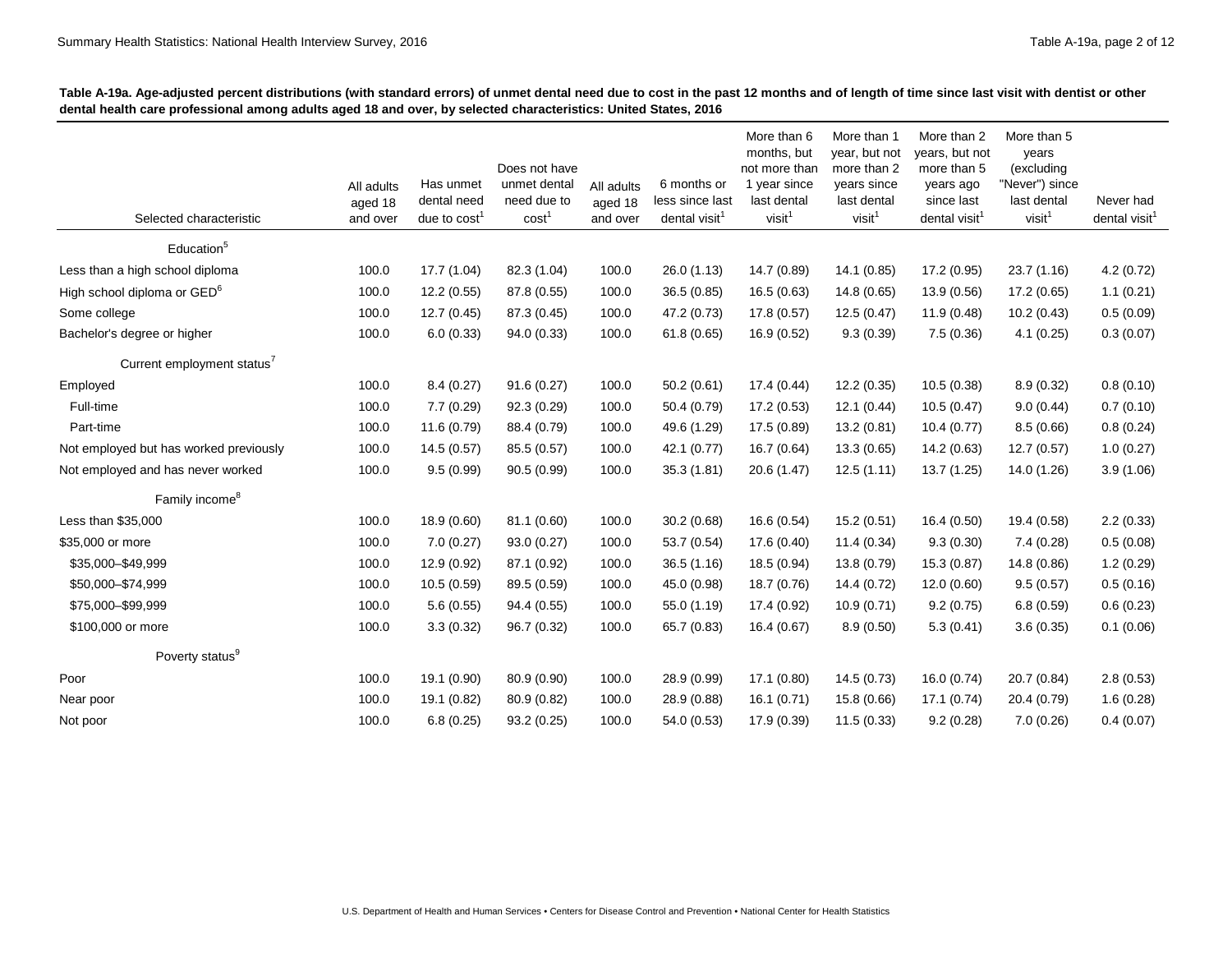**Table A-19a. Age-adjusted percent distributions (with standard errors) of unmet dental need due to cost in the past 12 months and of length of time since last visit with dentist or other dental health care professional among adults aged 18 and over, by selected characteristics: United States, 2016**

| Selected characteristic | All adults aged 18 and over | Has unmet dental need due to cost[1] | Does not have unmet dental need due to cost[1] | All adults aged 18 and over | 6 months or less since last dental visit[1] | More than 6 months, but not more than 1 year since last dental visit[1] | More than 1 year, but not more than 2 years since last dental visit[1] | More than 2 years, but not more than 5 years ago since last dental visit[1] | More than 5 years (excluding "Never") since last dental visit[1] | Never had dental visit[1] |
|---|---|---|---|---|---|---|---|---|---|---|
| Education[5] | | | | | | | | | | |
| Less than a high school diploma | 100.0 | 17.7 (1.04) | 82.3 (1.04) | 100.0 | 26.0 (1.13) | 14.7 (0.89) | 14.1 (0.85) | 17.2 (0.95) | 23.7 (1.16) | 4.2 (0.72) |
| High school diploma or GED[6] | 100.0 | 12.2 (0.55) | 87.8 (0.55) | 100.0 | 36.5 (0.85) | 16.5 (0.63) | 14.8 (0.65) | 13.9 (0.56) | 17.2 (0.65) | 1.1 (0.21) |
| Some college | 100.0 | 12.7 (0.45) | 87.3 (0.45) | 100.0 | 47.2 (0.73) | 17.8 (0.57) | 12.5 (0.47) | 11.9 (0.48) | 10.2 (0.43) | 0.5 (0.09) |
| Bachelor's degree or higher | 100.0 | 6.0 (0.33) | 94.0 (0.33) | 100.0 | 61.8 (0.65) | 16.9 (0.52) | 9.3 (0.39) | 7.5 (0.36) | 4.1 (0.25) | 0.3 (0.07) |
| Current employment status[7] | | | | | | | | | | |
| Employed | 100.0 | 8.4 (0.27) | 91.6 (0.27) | 100.0 | 50.2 (0.61) | 17.4 (0.44) | 12.2 (0.35) | 10.5 (0.38) | 8.9 (0.32) | 0.8 (0.10) |
| Full-time | 100.0 | 7.7 (0.29) | 92.3 (0.29) | 100.0 | 50.4 (0.79) | 17.2 (0.53) | 12.1 (0.44) | 10.5 (0.47) | 9.0 (0.44) | 0.7 (0.10) |
| Part-time | 100.0 | 11.6 (0.79) | 88.4 (0.79) | 100.0 | 49.6 (1.29) | 17.5 (0.89) | 13.2 (0.81) | 10.4 (0.77) | 8.5 (0.66) | 0.8 (0.24) |
| Not employed but has worked previously | 100.0 | 14.5 (0.57) | 85.5 (0.57) | 100.0 | 42.1 (0.77) | 16.7 (0.64) | 13.3 (0.65) | 14.2 (0.63) | 12.7 (0.57) | 1.0 (0.27) |
| Not employed and has never worked | 100.0 | 9.5 (0.99) | 90.5 (0.99) | 100.0 | 35.3 (1.81) | 20.6 (1.47) | 12.5 (1.11) | 13.7 (1.25) | 14.0 (1.26) | 3.9 (1.06) |
| Family income[8] | | | | | | | | | | |
| Less than $35,000 | 100.0 | 18.9 (0.60) | 81.1 (0.60) | 100.0 | 30.2 (0.68) | 16.6 (0.54) | 15.2 (0.51) | 16.4 (0.50) | 19.4 (0.58) | 2.2 (0.33) |
| $35,000 or more | 100.0 | 7.0 (0.27) | 93.0 (0.27) | 100.0 | 53.7 (0.54) | 17.6 (0.40) | 11.4 (0.34) | 9.3 (0.30) | 7.4 (0.28) | 0.5 (0.08) |
| $35,000–$49,999 | 100.0 | 12.9 (0.92) | 87.1 (0.92) | 100.0 | 36.5 (1.16) | 18.5 (0.94) | 13.8 (0.79) | 15.3 (0.87) | 14.8 (0.86) | 1.2 (0.29) |
| $50,000–$74,999 | 100.0 | 10.5 (0.59) | 89.5 (0.59) | 100.0 | 45.0 (0.98) | 18.7 (0.76) | 14.4 (0.72) | 12.0 (0.60) | 9.5 (0.57) | 0.5 (0.16) |
| $75,000–$99,999 | 100.0 | 5.6 (0.55) | 94.4 (0.55) | 100.0 | 55.0 (1.19) | 17.4 (0.92) | 10.9 (0.71) | 9.2 (0.75) | 6.8 (0.59) | 0.6 (0.23) |
| $100,000 or more | 100.0 | 3.3 (0.32) | 96.7 (0.32) | 100.0 | 65.7 (0.83) | 16.4 (0.67) | 8.9 (0.50) | 5.3 (0.41) | 3.6 (0.35) | 0.1 (0.06) |
| Poverty status[9] | | | | | | | | | | |
| Poor | 100.0 | 19.1 (0.90) | 80.9 (0.90) | 100.0 | 28.9 (0.99) | 17.1 (0.80) | 14.5 (0.73) | 16.0 (0.74) | 20.7 (0.84) | 2.8 (0.53) |
| Near poor | 100.0 | 19.1 (0.82) | 80.9 (0.82) | 100.0 | 28.9 (0.88) | 16.1 (0.71) | 15.8 (0.66) | 17.1 (0.74) | 20.4 (0.79) | 1.6 (0.28) |
| Not poor | 100.0 | 6.8 (0.25) | 93.2 (0.25) | 100.0 | 54.0 (0.53) | 17.9 (0.39) | 11.5 (0.33) | 9.2 (0.28) | 7.0 (0.26) | 0.4 (0.07) |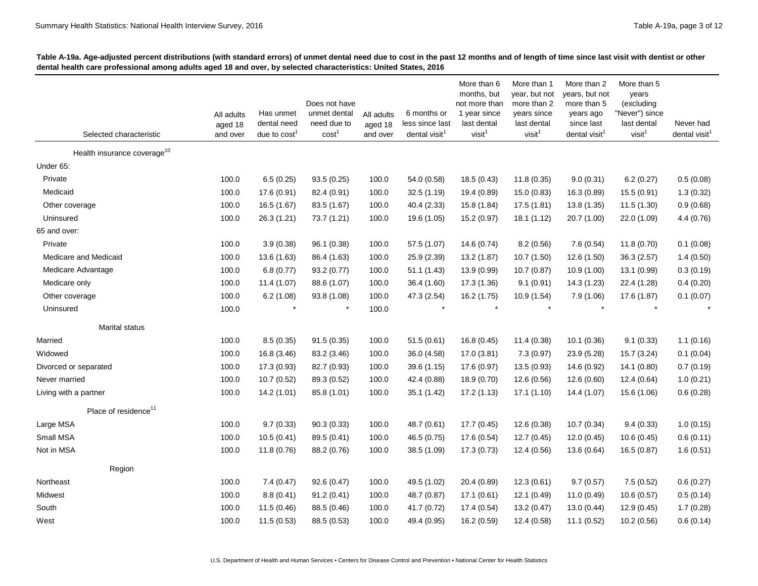**Table A-19a. Age-adjusted percent distributions (with standard errors) of unmet dental need due to cost in the past 12 months and of length of time since last visit with dentist or other dental health care professional among adults aged 18 and over, by selected characteristics: United States, 2016**

| Selected characteristic | All adults aged 18 and over | Has unmet dental need due to cost[1] | Does not have unmet dental need due to cost[1] | All adults aged 18 and over | 6 months or less since last dental visit[1] | More than 6 months, but not more than 1 year since last dental visit[1] | More than 1 year, but not more than 2 years since last dental visit[1] | More than 2 years, but not more than 5 years ago since last dental visit[1] | More than 5 years (excluding "Never") since last dental visit[1] | Never had dental visit[1] |
|---|---|---|---|---|---|---|---|---|---|---|
| Health insurance coverage[10] | | | | | | | | | | |
| Under 65: | | | | | | | | | | |
| Private | 100.0 | 6.5 (0.25) | 93.5 (0.25) | 100.0 | 54.0 (0.58) | 18.5 (0.43) | 11.8 (0.35) | 9.0 (0.31) | 6.2 (0.27) | 0.5 (0.08) |
| Medicaid | 100.0 | 17.6 (0.91) | 82.4 (0.91) | 100.0 | 32.5 (1.19) | 19.4 (0.89) | 15.0 (0.83) | 16.3 (0.89) | 15.5 (0.91) | 1.3 (0.32) |
| Other coverage | 100.0 | 16.5 (1.67) | 83.5 (1.67) | 100.0 | 40.4 (2.33) | 15.8 (1.84) | 17.5 (1.81) | 13.8 (1.35) | 11.5 (1.30) | 0.9 (0.68) |
| Uninsured | 100.0 | 26.3 (1.21) | 73.7 (1.21) | 100.0 | 19.6 (1.05) | 15.2 (0.97) | 18.1 (1.12) | 20.7 (1.00) | 22.0 (1.09) | 4.4 (0.76) |
| 65 and over: | | | | | | | | | | |
| Private | 100.0 | 3.9 (0.38) | 96.1 (0.38) | 100.0 | 57.5 (1.07) | 14.6 (0.74) | 8.2 (0.56) | 7.6 (0.54) | 11.8 (0.70) | 0.1 (0.08) |
| Medicare and Medicaid | 100.0 | 13.6 (1.63) | 86.4 (1.63) | 100.0 | 25.9 (2.39) | 13.2 (1.87) | 10.7 (1.50) | 12.6 (1.50) | 36.3 (2.57) | 1.4 (0.50) |
| Medicare Advantage | 100.0 | 6.8 (0.77) | 93.2 (0.77) | 100.0 | 51.1 (1.43) | 13.9 (0.99) | 10.7 (0.87) | 10.9 (1.00) | 13.1 (0.99) | 0.3 (0.19) |
| Medicare only | 100.0 | 11.4 (1.07) | 88.6 (1.07) | 100.0 | 36.4 (1.60) | 17.3 (1.36) | 9.1 (0.91) | 14.3 (1.23) | 22.4 (1.28) | 0.4 (0.20) |
| Other coverage | 100.0 | 6.2 (1.08) | 93.8 (1.08) | 100.0 | 47.3 (2.54) | 16.2 (1.75) | 10.9 (1.54) | 7.9 (1.06) | 17.6 (1.87) | 0.1 (0.07) |
| Uninsured | 100.0 | * | * | 100.0 | * | * | * | * | * | * |
| Marital status | | | | | | | | | | |
| Married | 100.0 | 8.5 (0.35) | 91.5 (0.35) | 100.0 | 51.5 (0.61) | 16.8 (0.45) | 11.4 (0.38) | 10.1 (0.36) | 9.1 (0.33) | 1.1 (0.16) |
| Widowed | 100.0 | 16.8 (3.46) | 83.2 (3.46) | 100.0 | 36.0 (4.58) | 17.0 (3.81) | 7.3 (0.97) | 23.9 (5.28) | 15.7 (3.24) | 0.1 (0.04) |
| Divorced or separated | 100.0 | 17.3 (0.93) | 82.7 (0.93) | 100.0 | 39.6 (1.15) | 17.6 (0.97) | 13.5 (0.93) | 14.6 (0.92) | 14.1 (0.80) | 0.7 (0.19) |
| Never married | 100.0 | 10.7 (0.52) | 89.3 (0.52) | 100.0 | 42.4 (0.88) | 18.9 (0.70) | 12.6 (0.56) | 12.6 (0.60) | 12.4 (0.64) | 1.0 (0.21) |
| Living with a partner | 100.0 | 14.2 (1.01) | 85.8 (1.01) | 100.0 | 35.1 (1.42) | 17.2 (1.13) | 17.1 (1.10) | 14.4 (1.07) | 15.6 (1.06) | 0.6 (0.28) |
| Place of residence[11] | | | | | | | | | | |
| Large MSA | 100.0 | 9.7 (0.33) | 90.3 (0.33) | 100.0 | 48.7 (0.61) | 17.7 (0.45) | 12.6 (0.38) | 10.7 (0.34) | 9.4 (0.33) | 1.0 (0.15) |
| Small MSA | 100.0 | 10.5 (0.41) | 89.5 (0.41) | 100.0 | 46.5 (0.75) | 17.6 (0.54) | 12.7 (0.45) | 12.0 (0.45) | 10.6 (0.45) | 0.6 (0.11) |
| Not in MSA | 100.0 | 11.8 (0.76) | 88.2 (0.76) | 100.0 | 38.5 (1.09) | 17.3 (0.73) | 12.4 (0.56) | 13.6 (0.64) | 16.5 (0.87) | 1.6 (0.51) |
| Region | | | | | | | | | | |
| Northeast | 100.0 | 7.4 (0.47) | 92.6 (0.47) | 100.0 | 49.5 (1.02) | 20.4 (0.89) | 12.3 (0.61) | 9.7 (0.57) | 7.5 (0.52) | 0.6 (0.27) |
| Midwest | 100.0 | 8.8 (0.41) | 91.2 (0.41) | 100.0 | 48.7 (0.87) | 17.1 (0.61) | 12.1 (0.49) | 11.0 (0.49) | 10.6 (0.57) | 0.5 (0.14) |
| South | 100.0 | 11.5 (0.46) | 88.5 (0.46) | 100.0 | 41.7 (0.72) | 17.4 (0.54) | 13.2 (0.47) | 13.0 (0.44) | 12.9 (0.45) | 1.7 (0.28) |
| West | 100.0 | 11.5 (0.53) | 88.5 (0.53) | 100.0 | 49.4 (0.95) | 16.2 (0.59) | 12.4 (0.58) | 11.1 (0.52) | 10.2 (0.56) | 0.6 (0.14) |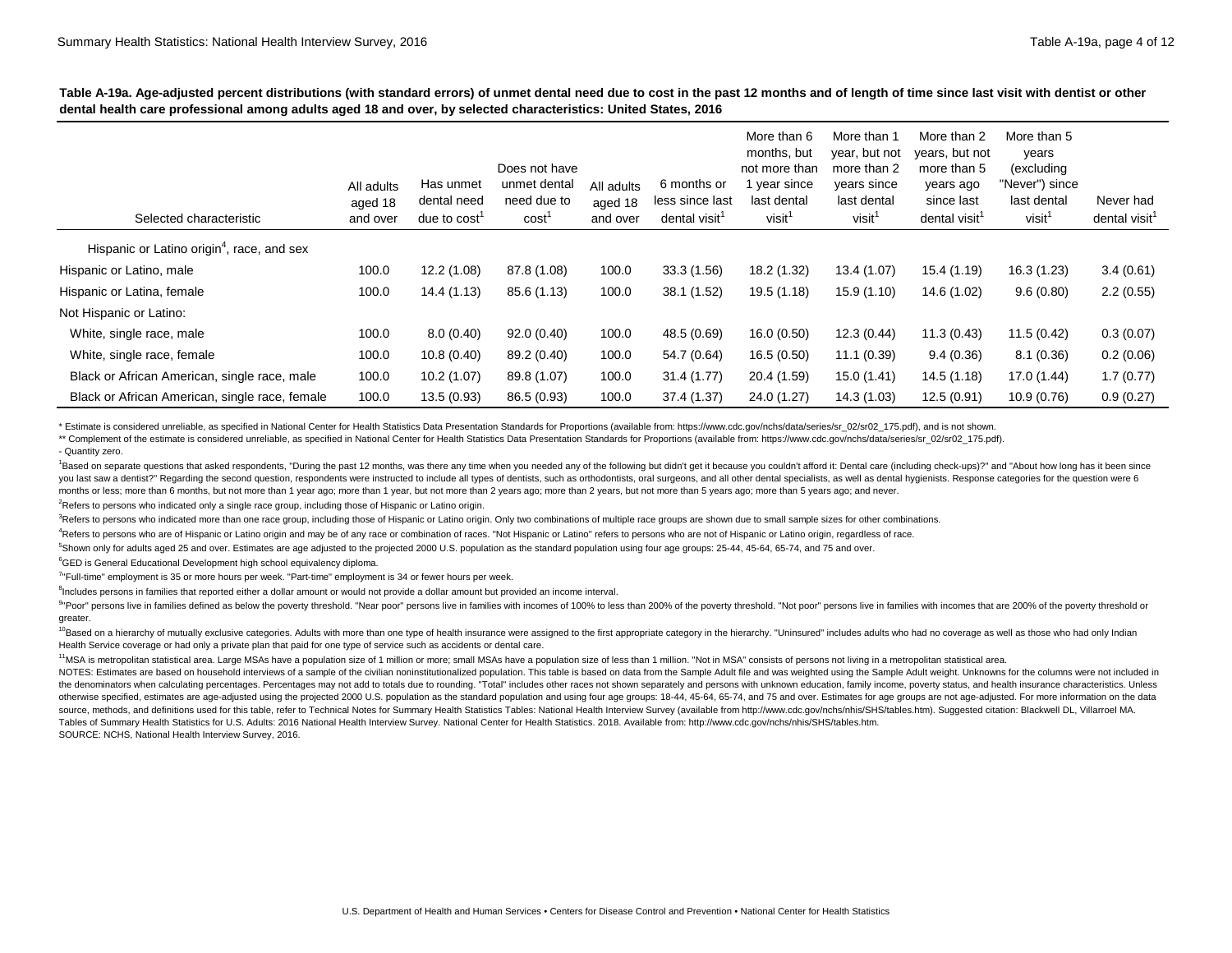**Table A-19a. Age-adjusted percent distributions (with standard errors) of unmet dental need due to cost in the past 12 months and of length of time since last visit with dentist or other dental health care professional among adults aged 18 and over, by selected characteristics: United States, 2016**

| Selected characteristic | All adults aged 18 and over | Has unmet dental need due to cost[1] | Does not have unmet dental need due to cost[1] | All adults aged 18 and over | 6 months or less since last dental visit[1] | More than 6 months, but not more than 1 year since last dental visit[1] | More than 1 year, but not more than 2 years since last dental visit[1] | More than 2 years, but not more than 5 years ago since last dental visit[1] | More than 5 years (excluding "Never") since last dental visit[1] | Never had dental visit[1] |
|---|---|---|---|---|---|---|---|---|---|---|
| Hispanic or Latino origin[4], race, and sex | | | | | | | | | | |
| Hispanic or Latino, male | 100.0 | 12.2 (1.08) | 87.8 (1.08) | 100.0 | 33.3 (1.56) | 18.2 (1.32) | 13.4 (1.07) | 15.4 (1.19) | 16.3 (1.23) | 3.4 (0.61) |
| Hispanic or Latina, female | 100.0 | 14.4 (1.13) | 85.6 (1.13) | 100.0 | 38.1 (1.52) | 19.5 (1.18) | 15.9 (1.10) | 14.6 (1.02) | 9.6 (0.80) | 2.2 (0.55) |
| Not Hispanic or Latino: | | | | | | | | | | |
| White, single race, male | 100.0 | 8.0 (0.40) | 92.0 (0.40) | 100.0 | 48.5 (0.69) | 16.0 (0.50) | 12.3 (0.44) | 11.3 (0.43) | 11.5 (0.42) | 0.3 (0.07) |
| White, single race, female | 100.0 | 10.8 (0.40) | 89.2 (0.40) | 100.0 | 54.7 (0.64) | 16.5 (0.50) | 11.1 (0.39) | 9.4 (0.36) | 8.1 (0.36) | 0.2 (0.06) |
| Black or African American, single race, male | 100.0 | 10.2 (1.07) | 89.8 (1.07) | 100.0 | 31.4 (1.77) | 20.4 (1.59) | 15.0 (1.41) | 14.5 (1.18) | 17.0 (1.44) | 1.7 (0.77) |
| Black or African American, single race, female | 100.0 | 13.5 (0.93) | 86.5 (0.93) | 100.0 | 37.4 (1.37) | 24.0 (1.27) | 14.3 (1.03) | 12.5 (0.91) | 10.9 (0.76) | 0.9 (0.27) |

* Estimate is considered unreliable, as specified in National Center for Health Statistics Data Presentation Standards for Proportions (available from: https://www.cdc.gov/nchs/data/series/sr_02/sr02_175.pdf), and is not shown.

** Complement of the estimate is considered unreliable, as specified in National Center for Health Statistics Data Presentation Standards for Proportions (available from: https://www.cdc.gov/nchs/data/series/sr_02/sr02_175.pdf).

- Quantity zero.

[1]Based on separate questions that asked respondents, "During the past 12 months, was there any time when you needed any of the following but didn't get it because you couldn't afford it: Dental care (including check-ups)?" and "About how long has it been since you last saw a dentist?" Regarding the second question, respondents were instructed to include all types of dentists, such as orthodontists, oral surgeons, and all other dental specialists, as well as dental hygienists. Response categories for the question were 6 months or less; more than 6 months, but not more than 1 year ago; more than 1 year, but not more than 2 years ago; more than 2 years, but not more than 5 years ago; more than 5 years ago; and never.

[2]Refers to persons who indicated only a single race group, including those of Hispanic or Latino origin.

[3]Refers to persons who indicated more than one race group, including those of Hispanic or Latino origin. Only two combinations of multiple race groups are shown due to small sample sizes for other combinations.

[4]Refers to persons who are of Hispanic or Latino origin and may be of any race or combination of races. "Not Hispanic or Latino" refers to persons who are not of Hispanic or Latino origin, regardless of race.

[5]Shown only for adults aged 25 and over. Estimates are age adjusted to the projected 2000 U.S. population as the standard population using four age groups: 25-44, 45-64, 65-74, and 75 and over.

[6]GED is General Educational Development high school equivalency diploma.

[7]"Full-time" employment is 35 or more hours per week. "Part-time" employment is 34 or fewer hours per week.

[8]Includes persons in families that reported either a dollar amount or would not provide a dollar amount but provided an income interval.

[9]"Poor" persons live in families defined as below the poverty threshold. "Near poor" persons live in families with incomes of 100% to less than 200% of the poverty threshold. "Not poor" persons live in families with incomes that are 200% of the poverty threshold or greater.

[10]Based on a hierarchy of mutually exclusive categories. Adults with more than one type of health insurance were assigned to the first appropriate category in the hierarchy. "Uninsured" includes adults who had no coverage as well as those who had only Indian Health Service coverage or had only a private plan that paid for one type of service such as accidents or dental care.

[11]MSA is metropolitan statistical area. Large MSAs have a population size of 1 million or more; small MSAs have a population size of less than 1 million. "Not in MSA" consists of persons not living in a metropolitan statistical area.

NOTES: Estimates are based on household interviews of a sample of the civilian noninstitutionalized population. This table is based on data from the Sample Adult file and was weighted using the Sample Adult weight. Unknowns for the columns were not included in the denominators when calculating percentages. Percentages may not add to totals due to rounding. "Total" includes other races not shown separately and persons with unknown education, family income, poverty status, and health insurance characteristics. Unless otherwise specified, estimates are age-adjusted using the projected 2000 U.S. population as the standard population and using four age groups: 18-44, 45-64, 65-74, and 75 and over. Estimates for age groups are not age-adjusted. For more information on the data source, methods, and definitions used for this table, refer to Technical Notes for Summary Health Statistics Tables: National Health Interview Survey (available from http://www.cdc.gov/nchs/nhis/SHS/tables.htm). Suggested citation: Blackwell DL, Villarroel MA. Tables of Summary Health Statistics for U.S. Adults: 2016 National Health Interview Survey. National Center for Health Statistics. 2018. Available from: http://www.cdc.gov/nchs/nhis/SHS/tables.htm.

SOURCE: NCHS, National Health Interview Survey, 2016.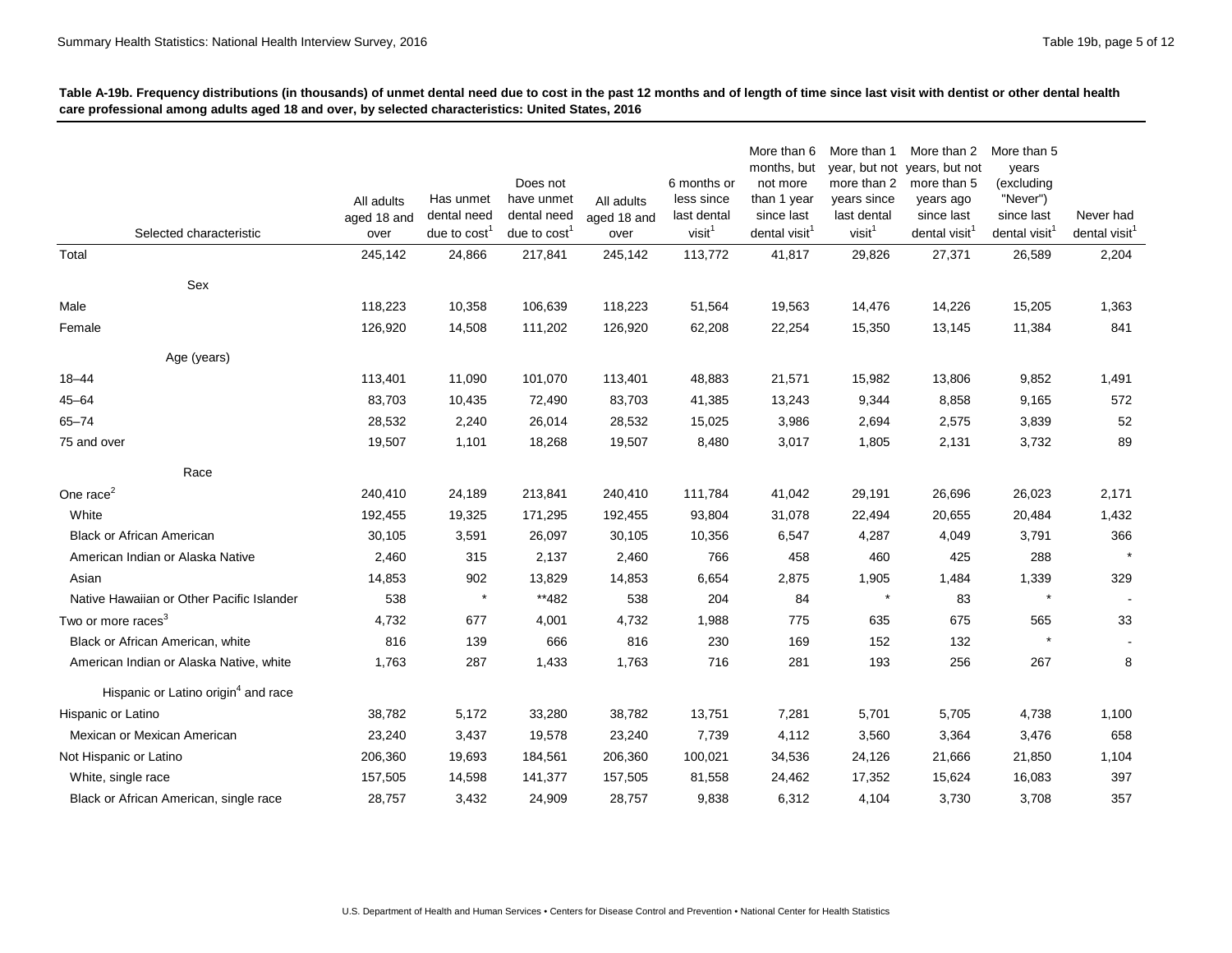**Table A-19b. Frequency distributions (in thousands) of unmet dental need due to cost in the past 12 months and of length of time since last visit with dentist or other dental health care professional among adults aged 18 and over, by selected characteristics: United States, 2016**

| Selected characteristic | All adults aged 18 and over | Has unmet dental need due to cost[1] | Does not have unmet dental need due to cost[1] | All adults aged 18 and over | 6 months or less since last dental visit[1] | More than 6 months, but not more than 1 year since last dental visit[1] | More than 1 year, but not more than 2 years since last dental visit[1] | More than 2 years, but not more than 5 years ago since last dental visit[1] | More than 5 years (excluding "Never") since last dental visit[1] | Never had dental visit[1] |
|---|---|---|---|---|---|---|---|---|---|---|
| Total | 245,142 | 24,866 | 217,841 | 245,142 | 113,772 | 41,817 | 29,826 | 27,371 | 26,589 | 2,204 |
| **Sex** | | | | | | | | | | |
| Male | 118,223 | 10,358 | 106,639 | 118,223 | 51,564 | 19,563 | 14,476 | 14,226 | 15,205 | 1,363 |
| Female | 126,920 | 14,508 | 111,202 | 126,920 | 62,208 | 22,254 | 15,350 | 13,145 | 11,384 | 841 |
| **Age (years)** | | | | | | | | | | |
| 18–44 | 113,401 | 11,090 | 101,070 | 113,401 | 48,883 | 21,571 | 15,982 | 13,806 | 9,852 | 1,491 |
| 45–64 | 83,703 | 10,435 | 72,490 | 83,703 | 41,385 | 13,243 | 9,344 | 8,858 | 9,165 | 572 |
| 65–74 | 28,532 | 2,240 | 26,014 | 28,532 | 15,025 | 3,986 | 2,694 | 2,575 | 3,839 | 52 |
| 75 and over | 19,507 | 1,101 | 18,268 | 19,507 | 8,480 | 3,017 | 1,805 | 2,131 | 3,732 | 89 |
| **Race** | | | | | | | | | | |
| One race[2] | 240,410 | 24,189 | 213,841 | 240,410 | 111,784 | 41,042 | 29,191 | 26,696 | 26,023 | 2,171 |
| White | 192,455 | 19,325 | 171,295 | 192,455 | 93,804 | 31,078 | 22,494 | 20,655 | 20,484 | 1,432 |
| Black or African American | 30,105 | 3,591 | 26,097 | 30,105 | 10,356 | 6,547 | 4,287 | 4,049 | 3,791 | 366 |
| American Indian or Alaska Native | 2,460 | 315 | 2,137 | 2,460 | 766 | 458 | 460 | 425 | 288 | * |
| Asian | 14,853 | 902 | 13,829 | 14,853 | 6,654 | 2,875 | 1,905 | 1,484 | 1,339 | 329 |
| Native Hawaiian or Other Pacific Islander | 538 | * | **482 | 538 | 204 | 84 | * | 83 | * | - |
| Two or more races[3] | 4,732 | 677 | 4,001 | 4,732 | 1,988 | 775 | 635 | 675 | 565 | 33 |
| Black or African American, white | 816 | 139 | 666 | 816 | 230 | 169 | 152 | 132 | * | - |
| American Indian or Alaska Native, white | 1,763 | 287 | 1,433 | 1,763 | 716 | 281 | 193 | 256 | 267 | 8 |
| **Hispanic or Latino origin[4] and race** | | | | | | | | | | |
| Hispanic or Latino | 38,782 | 5,172 | 33,280 | 38,782 | 13,751 | 7,281 | 5,701 | 5,705 | 4,738 | 1,100 |
| Mexican or Mexican American | 23,240 | 3,437 | 19,578 | 23,240 | 7,739 | 4,112 | 3,560 | 3,364 | 3,476 | 658 |
| Not Hispanic or Latino | 206,360 | 19,693 | 184,561 | 206,360 | 100,021 | 34,536 | 24,126 | 21,666 | 21,850 | 1,104 |
| White, single race | 157,505 | 14,598 | 141,377 | 157,505 | 81,558 | 24,462 | 17,352 | 15,624 | 16,083 | 397 |
| Black or African American, single race | 28,757 | 3,432 | 24,909 | 28,757 | 9,838 | 6,312 | 4,104 | 3,730 | 3,708 | 357 |

U.S. Department of Health and Human Services • Centers for Disease Control and Prevention • National Center for Health Statistics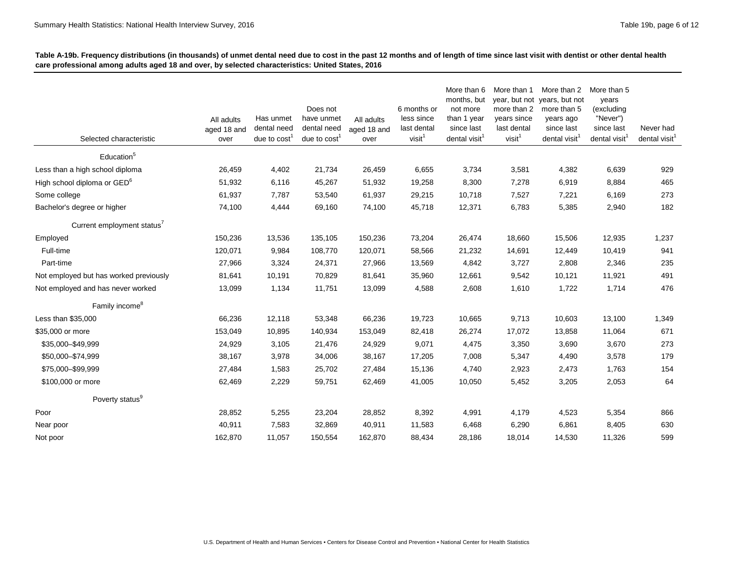**Table A-19b. Frequency distributions (in thousands) of unmet dental need due to cost in the past 12 months and of length of time since last visit with dentist or other dental health care professional among adults aged 18 and over, by selected characteristics: United States, 2016**

| Selected characteristic | All adults aged 18 and over | Has unmet dental need due to cost[1] | Does not have unmet dental need due to cost[1] | All adults aged 18 and over | 6 months or less since last dental visit[1] | More than 6 months, but not more than 1 year since last dental visit[1] | More than 1 year, but not more than 2 years since last dental visit[1] | More than 2 years, but not more than 5 years ago since last dental visit[1] | More than 5 years (excluding "Never") since last dental visit[1] | Never had dental visit[1] |
|---|---|---|---|---|---|---|---|---|---|---|
| Education[5] | | | | | | | | | | |
| Less than a high school diploma | 26,459 | 4,402 | 21,734 | 26,459 | 6,655 | 3,734 | 3,581 | 4,382 | 6,639 | 929 |
| High school diploma or GED[6] | 51,932 | 6,116 | 45,267 | 51,932 | 19,258 | 8,300 | 7,278 | 6,919 | 8,884 | 465 |
| Some college | 61,937 | 7,787 | 53,540 | 61,937 | 29,215 | 10,718 | 7,527 | 7,221 | 6,169 | 273 |
| Bachelor's degree or higher | 74,100 | 4,444 | 69,160 | 74,100 | 45,718 | 12,371 | 6,783 | 5,385 | 2,940 | 182 |
| Current employment status[7] | | | | | | | | | | |
| Employed | 150,236 | 13,536 | 135,105 | 150,236 | 73,204 | 26,474 | 18,660 | 15,506 | 12,935 | 1,237 |
| Full-time | 120,071 | 9,984 | 108,770 | 120,071 | 58,566 | 21,232 | 14,691 | 12,449 | 10,419 | 941 |
| Part-time | 27,966 | 3,324 | 24,371 | 27,966 | 13,569 | 4,842 | 3,727 | 2,808 | 2,346 | 235 |
| Not employed but has worked previously | 81,641 | 10,191 | 70,829 | 81,641 | 35,960 | 12,661 | 9,542 | 10,121 | 11,921 | 491 |
| Not employed and has never worked | 13,099 | 1,134 | 11,751 | 13,099 | 4,588 | 2,608 | 1,610 | 1,722 | 1,714 | 476 |
| Family income[8] | | | | | | | | | | |
| Less than $35,000 | 66,236 | 12,118 | 53,348 | 66,236 | 19,723 | 10,665 | 9,713 | 10,603 | 13,100 | 1,349 |
| $35,000 or more | 153,049 | 10,895 | 140,934 | 153,049 | 82,418 | 26,274 | 17,072 | 13,858 | 11,064 | 671 |
| $35,000–$49,999 | 24,929 | 3,105 | 21,476 | 24,929 | 9,071 | 4,475 | 3,350 | 3,690 | 3,670 | 273 |
| $50,000–$74,999 | 38,167 | 3,978 | 34,006 | 38,167 | 17,205 | 7,008 | 5,347 | 4,490 | 3,578 | 179 |
| $75,000–$99,999 | 27,484 | 1,583 | 25,702 | 27,484 | 15,136 | 4,740 | 2,923 | 2,473 | 1,763 | 154 |
| $100,000 or more | 62,469 | 2,229 | 59,751 | 62,469 | 41,005 | 10,050 | 5,452 | 3,205 | 2,053 | 64 |
| Poverty status[9] | | | | | | | | | | |
| Poor | 28,852 | 5,255 | 23,204 | 28,852 | 8,392 | 4,991 | 4,179 | 4,523 | 5,354 | 866 |
| Near poor | 40,911 | 7,583 | 32,869 | 40,911 | 11,583 | 6,468 | 6,290 | 6,861 | 8,405 | 630 |
| Not poor | 162,870 | 11,057 | 150,554 | 162,870 | 88,434 | 28,186 | 18,014 | 14,530 | 11,326 | 599 |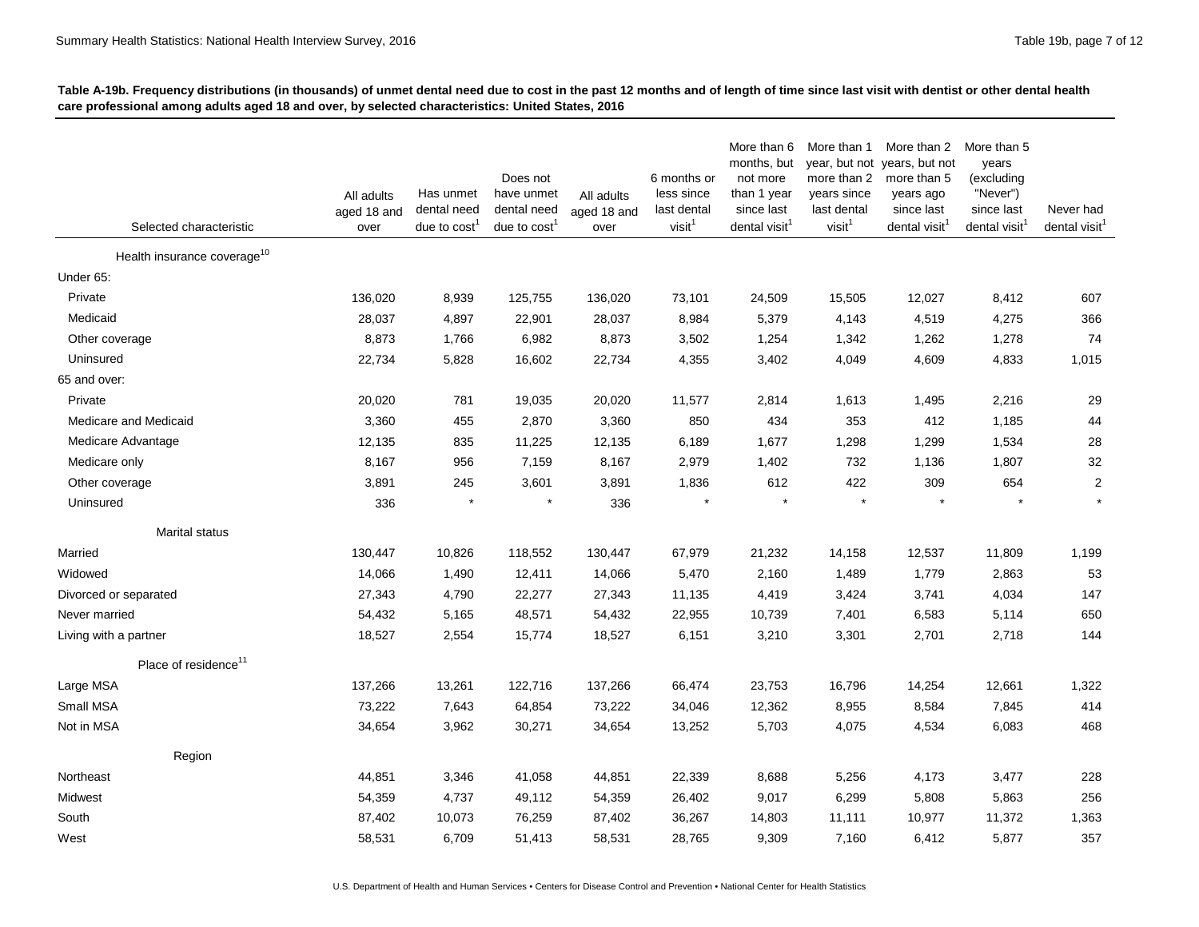**Table A-19b. Frequency distributions (in thousands) of unmet dental need due to cost in the past 12 months and of length of time since last visit with dentist or other dental health care professional among adults aged 18 and over, by selected characteristics: United States, 2016**

| Selected characteristic | All adults aged 18 and over | Has unmet dental need due to cost[1] | Does not have unmet dental need due to cost[1] | All adults aged 18 and over | 6 months or less since last dental visit[1] | More than 6 months, but not more than 1 year since last dental visit[1] | More than 1 year, but not more than 2 years since last dental visit[1] | More than 2 years, but not more than 5 years ago since last dental visit[1] | More than 5 years (excluding "Never") since last dental visit[1] | Never had dental visit[1] |
|---|---|---|---|---|---|---|---|---|---|---|
| Health insurance coverage[10] | | | | | | | | | | |
| Under 65: | | | | | | | | | | |
| Private | 136,020 | 8,939 | 125,755 | 136,020 | 73,101 | 24,509 | 15,505 | 12,027 | 8,412 | 607 |
| Medicaid | 28,037 | 4,897 | 22,901 | 28,037 | 8,984 | 5,379 | 4,143 | 4,519 | 4,275 | 366 |
| Other coverage | 8,873 | 1,766 | 6,982 | 8,873 | 3,502 | 1,254 | 1,342 | 1,262 | 1,278 | 74 |
| Uninsured | 22,734 | 5,828 | 16,602 | 22,734 | 4,355 | 3,402 | 4,049 | 4,609 | 4,833 | 1,015 |
| 65 and over: | | | | | | | | | | |
| Private | 20,020 | 781 | 19,035 | 20,020 | 11,577 | 2,814 | 1,613 | 1,495 | 2,216 | 29 |
| Medicare and Medicaid | 3,360 | 455 | 2,870 | 3,360 | 850 | 434 | 353 | 412 | 1,185 | 44 |
| Medicare Advantage | 12,135 | 835 | 11,225 | 12,135 | 6,189 | 1,677 | 1,298 | 1,299 | 1,534 | 28 |
| Medicare only | 8,167 | 956 | 7,159 | 8,167 | 2,979 | 1,402 | 732 | 1,136 | 1,807 | 32 |
| Other coverage | 3,891 | 245 | 3,601 | 3,891 | 1,836 | 612 | 422 | 309 | 654 | 2 |
| Uninsured | 336 | * | * | 336 | * | * | * | * | * | * |
| Marital status | | | | | | | | | | |
| Married | 130,447 | 10,826 | 118,552 | 130,447 | 67,979 | 21,232 | 14,158 | 12,537 | 11,809 | 1,199 |
| Widowed | 14,066 | 1,490 | 12,411 | 14,066 | 5,470 | 2,160 | 1,489 | 1,779 | 2,863 | 53 |
| Divorced or separated | 27,343 | 4,790 | 22,277 | 27,343 | 11,135 | 4,419 | 3,424 | 3,741 | 4,034 | 147 |
| Never married | 54,432 | 5,165 | 48,571 | 54,432 | 22,955 | 10,739 | 7,401 | 6,583 | 5,114 | 650 |
| Living with a partner | 18,527 | 2,554 | 15,774 | 18,527 | 6,151 | 3,210 | 3,301 | 2,701 | 2,718 | 144 |
| Place of residence[11] | | | | | | | | | | |
| Large MSA | 137,266 | 13,261 | 122,716 | 137,266 | 66,474 | 23,753 | 16,796 | 14,254 | 12,661 | 1,322 |
| Small MSA | 73,222 | 7,643 | 64,854 | 73,222 | 34,046 | 12,362 | 8,955 | 8,584 | 7,845 | 414 |
| Not in MSA | 34,654 | 3,962 | 30,271 | 34,654 | 13,252 | 5,703 | 4,075 | 4,534 | 6,083 | 468 |
| Region | | | | | | | | | | |
| Northeast | 44,851 | 3,346 | 41,058 | 44,851 | 22,339 | 8,688 | 5,256 | 4,173 | 3,477 | 228 |
| Midwest | 54,359 | 4,737 | 49,112 | 54,359 | 26,402 | 9,017 | 6,299 | 5,808 | 5,863 | 256 |
| South | 87,402 | 10,073 | 76,259 | 87,402 | 36,267 | 14,803 | 11,111 | 10,977 | 11,372 | 1,363 |
| West | 58,531 | 6,709 | 51,413 | 58,531 | 28,765 | 9,309 | 7,160 | 6,412 | 5,877 | 357 |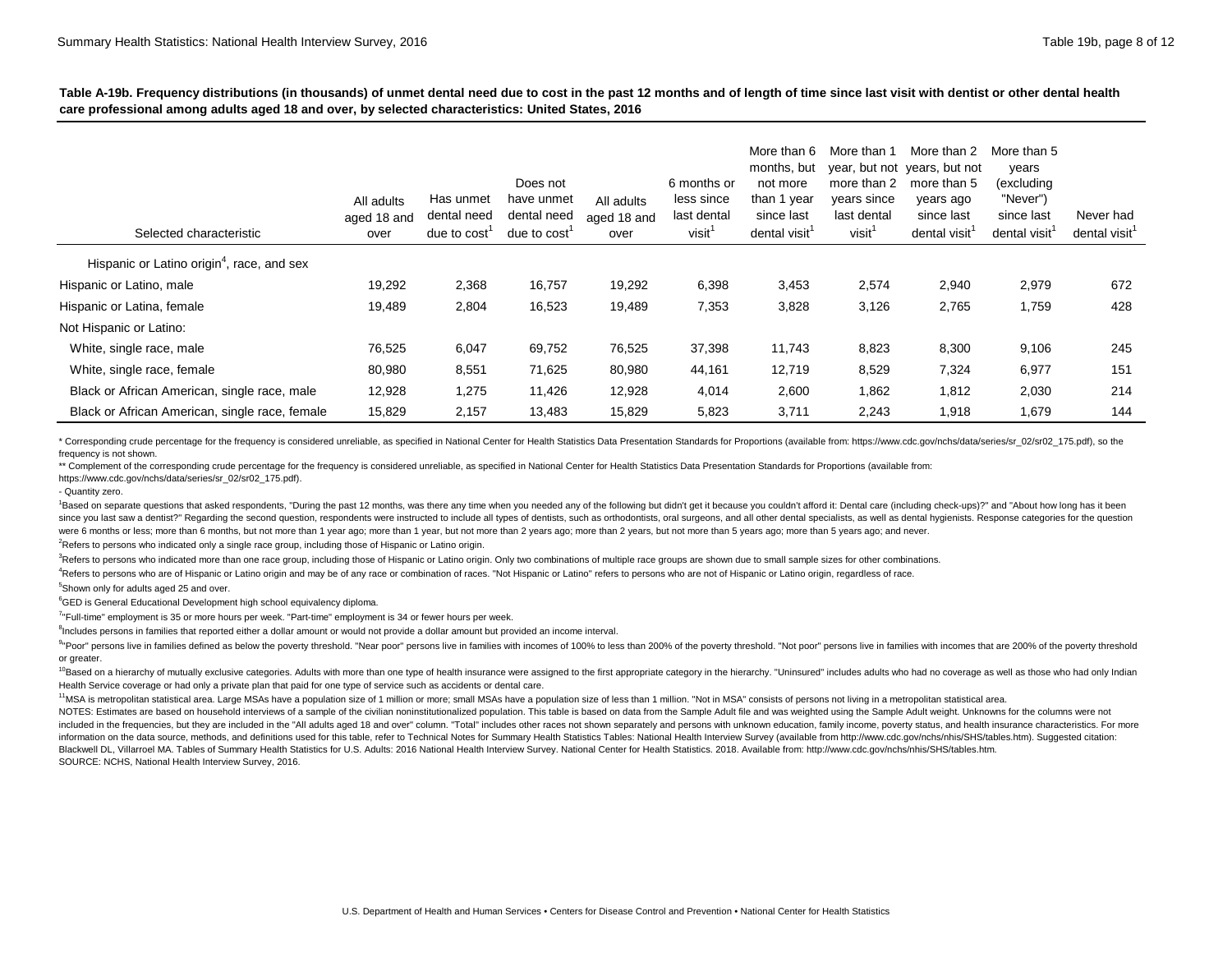**Table A-19b. Frequency distributions (in thousands) of unmet dental need due to cost in the past 12 months and of length of time since last visit with dentist or other dental health care professional among adults aged 18 and over, by selected characteristics: United States, 2016**

| Selected characteristic | All adults aged 18 and over | Has unmet dental need due to cost[1] | Does not have unmet dental need due to cost[1] | All adults aged 18 and over | 6 months or less since last dental visit[1] | More than 6 months, but not more than 1 year since last dental visit[1] | More than 1 year, but not more than 2 years since last dental visit[1] | More than 2 years, but not more than 5 years ago since last dental visit[1] | More than 5 years (excluding "Never") since last dental visit[1] | Never had dental visit[1] |
|---|---|---|---|---|---|---|---|---|---|---|
| Hispanic or Latino origin[4], race, and sex | | | | | | | | | | |
| Hispanic or Latino, male | 19,292 | 2,368 | 16,757 | 19,292 | 6,398 | 3,453 | 2,574 | 2,940 | 2,979 | 672 |
| Hispanic or Latina, female | 19,489 | 2,804 | 16,523 | 19,489 | 7,353 | 3,828 | 3,126 | 2,765 | 1,759 | 428 |
| Not Hispanic or Latino: | | | | | | | | | | |
| White, single race, male | 76,525 | 6,047 | 69,752 | 76,525 | 37,398 | 11,743 | 8,823 | 8,300 | 9,106 | 245 |
| White, single race, female | 80,980 | 8,551 | 71,625 | 80,980 | 44,161 | 12,719 | 8,529 | 7,324 | 6,977 | 151 |
| Black or African American, single race, male | 12,928 | 1,275 | 11,426 | 12,928 | 4,014 | 2,600 | 1,862 | 1,812 | 2,030 | 214 |
| Black or African American, single race, female | 15,829 | 2,157 | 13,483 | 15,829 | 5,823 | 3,711 | 2,243 | 1,918 | 1,679 | 144 |

* Corresponding crude percentage for the frequency is considered unreliable, as specified in National Center for Health Statistics Data Presentation Standards for Proportions (available from: https://www.cdc.gov/nchs/data/series/sr_02/sr02_175.pdf), so the frequency is not shown.

** Complement of the corresponding crude percentage for the frequency is considered unreliable, as specified in National Center for Health Statistics Data Presentation Standards for Proportions (available from: https://www.cdc.gov/nchs/data/series/sr_02/sr02_175.pdf).

- Quantity zero.

[1]Based on separate questions that asked respondents, "During the past 12 months, was there any time when you needed any of the following but didn't get it because you couldn't afford it: Dental care (including check-ups)?" and "About how long has it been since you last saw a dentist?" Regarding the second question, respondents were instructed to include all types of dentists, such as orthodontists, oral surgeons, and all other dental specialists, as well as dental hygienists. Response categories for the question were 6 months or less; more than 6 months, but not more than 1 year ago; more than 1 year, but not more than 2 years ago; more than 2 years, but not more than 5 years ago; more than 5 years ago; and never.

[2]Refers to persons who indicated only a single race group, including those of Hispanic or Latino origin.

[3]Refers to persons who indicated more than one race group, including those of Hispanic or Latino origin. Only two combinations of multiple race groups are shown due to small sample sizes for other combinations.

[4]Refers to persons who are of Hispanic or Latino origin and may be of any race or combination of races. "Not Hispanic or Latino" refers to persons who are not of Hispanic or Latino origin, regardless of race.

[5]Shown only for adults aged 25 and over.

[6]GED is General Educational Development high school equivalency diploma.

[7]"Full-time" employment is 35 or more hours per week. "Part-time" employment is 34 or fewer hours per week.

[8]Includes persons in families that reported either a dollar amount or would not provide a dollar amount but provided an income interval.

[9]"Poor" persons live in families defined as below the poverty threshold. "Near poor" persons live in families with incomes of 100% to less than 200% of the poverty threshold. "Not poor" persons live in families with incomes that are 200% of the poverty threshold or greater.

[10]Based on a hierarchy of mutually exclusive categories. Adults with more than one type of health insurance were assigned to the first appropriate category in the hierarchy. "Uninsured" includes adults who had no coverage as well as those who had only Indian Health Service coverage or had only a private plan that paid for one type of service such as accidents or dental care.

[11]MSA is metropolitan statistical area. Large MSAs have a population size of 1 million or more; small MSAs have a population size of less than 1 million. "Not in MSA" consists of persons not living in a metropolitan statistical area.

NOTES: Estimates are based on household interviews of a sample of the civilian noninstitutionalized population. This table is based on data from the Sample Adult file and was weighted using the Sample Adult weight. Unknowns for the columns were not included in the frequencies, but they are included in the "All adults aged 18 and over" column. "Total" includes other races not shown separately and persons with unknown education, family income, poverty status, and health insurance characteristics. For more information on the data source, methods, and definitions used for this table, refer to Technical Notes for Summary Health Statistics Tables: National Health Interview Survey (available from http://www.cdc.gov/nchs/nhis/SHS/tables.htm). Suggested citation: Blackwell DL, Villarroel MA. Tables of Summary Health Statistics for U.S. Adults: 2016 National Health Interview Survey. National Center for Health Statistics. 2018. Available from: http://www.cdc.gov/nchs/nhis/SHS/tables.htm.

SOURCE: NCHS, National Health Interview Survey, 2016.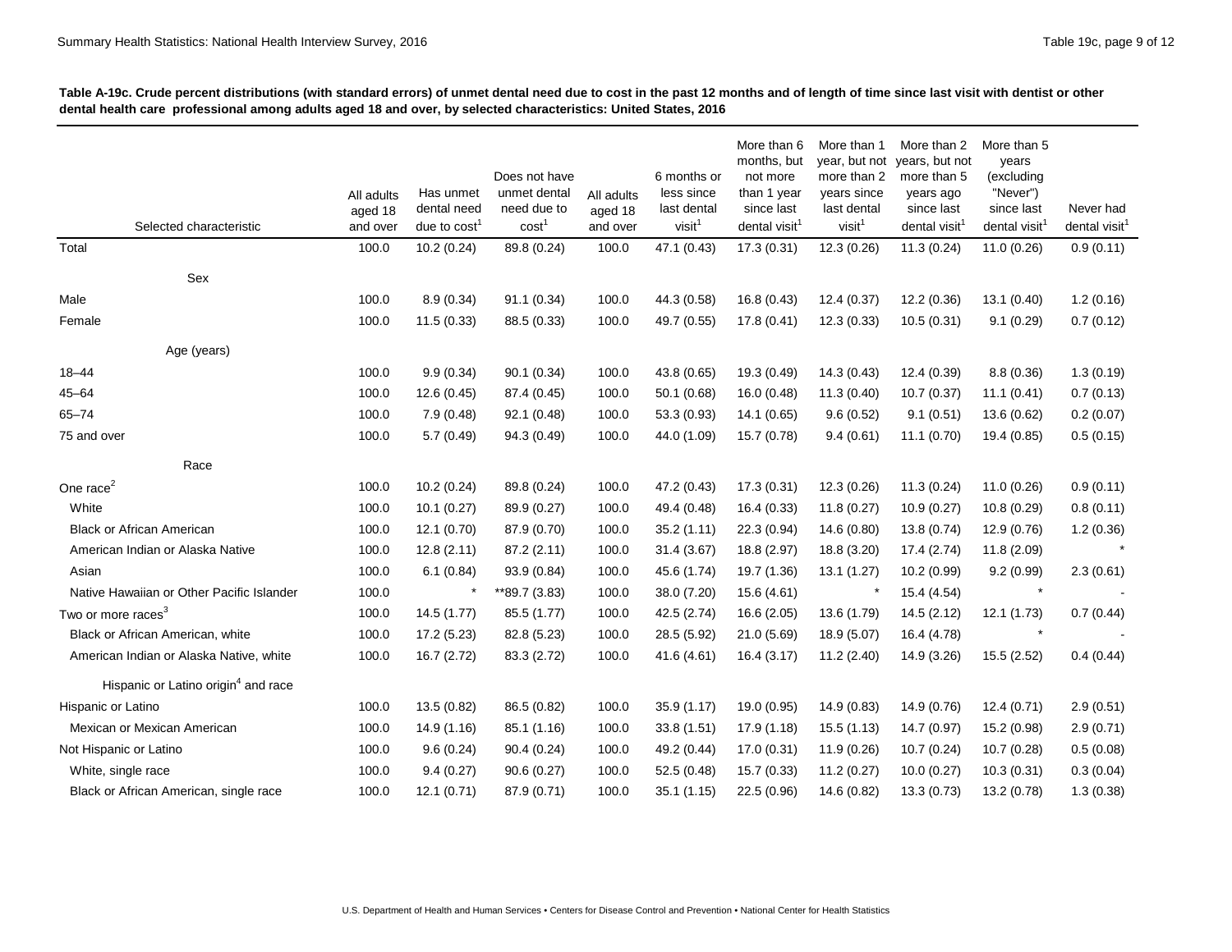**Table A-19c. Crude percent distributions (with standard errors) of unmet dental need due to cost in the past 12 months and of length of time since last visit with dentist or other dental health care professional among adults aged 18 and over, by selected characteristics: United States, 2016**

| Selected characteristic | All adults aged 18 and over | Has unmet dental need due to cost[1] | Does not have unmet dental need due to cost[1] | All adults aged 18 and over | 6 months or less since last dental visit[1] | More than 6 months, but not more than 1 year since last dental visit[1] | More than 1 year, but not more than 2 years since last dental visit[1] | More than 2 years, but not more than 5 years ago since last dental visit[1] | More than 5 years (excluding "Never") since last dental visit[1] | Never had dental visit[1] |
|---|---|---|---|---|---|---|---|---|---|---|
| Total | 100.0 | 10.2 (0.24) | 89.8 (0.24) | 100.0 | 47.1 (0.43) | 17.3 (0.31) | 12.3 (0.26) | 11.3 (0.24) | 11.0 (0.26) | 0.9 (0.11) |
| Sex | | | | | | | | | | |
| Male | 100.0 | 8.9 (0.34) | 91.1 (0.34) | 100.0 | 44.3 (0.58) | 16.8 (0.43) | 12.4 (0.37) | 12.2 (0.36) | 13.1 (0.40) | 1.2 (0.16) |
| Female | 100.0 | 11.5 (0.33) | 88.5 (0.33) | 100.0 | 49.7 (0.55) | 17.8 (0.41) | 12.3 (0.33) | 10.5 (0.31) | 9.1 (0.29) | 0.7 (0.12) |
| Age (years) | | | | | | | | | | |
| 18–44 | 100.0 | 9.9 (0.34) | 90.1 (0.34) | 100.0 | 43.8 (0.65) | 19.3 (0.49) | 14.3 (0.43) | 12.4 (0.39) | 8.8 (0.36) | 1.3 (0.19) |
| 45–64 | 100.0 | 12.6 (0.45) | 87.4 (0.45) | 100.0 | 50.1 (0.68) | 16.0 (0.48) | 11.3 (0.40) | 10.7 (0.37) | 11.1 (0.41) | 0.7 (0.13) |
| 65–74 | 100.0 | 7.9 (0.48) | 92.1 (0.48) | 100.0 | 53.3 (0.93) | 14.1 (0.65) | 9.6 (0.52) | 9.1 (0.51) | 13.6 (0.62) | 0.2 (0.07) |
| 75 and over | 100.0 | 5.7 (0.49) | 94.3 (0.49) | 100.0 | 44.0 (1.09) | 15.7 (0.78) | 9.4 (0.61) | 11.1 (0.70) | 19.4 (0.85) | 0.5 (0.15) |
| Race | | | | | | | | | | |
| One race[2] | 100.0 | 10.2 (0.24) | 89.8 (0.24) | 100.0 | 47.2 (0.43) | 17.3 (0.31) | 12.3 (0.26) | 11.3 (0.24) | 11.0 (0.26) | 0.9 (0.11) |
| White | 100.0 | 10.1 (0.27) | 89.9 (0.27) | 100.0 | 49.4 (0.48) | 16.4 (0.33) | 11.8 (0.27) | 10.9 (0.27) | 10.8 (0.29) | 0.8 (0.11) |
| Black or African American | 100.0 | 12.1 (0.70) | 87.9 (0.70) | 100.0 | 35.2 (1.11) | 22.3 (0.94) | 14.6 (0.80) | 13.8 (0.74) | 12.9 (0.76) | 1.2 (0.36) |
| American Indian or Alaska Native | 100.0 | 12.8 (2.11) | 87.2 (2.11) | 100.0 | 31.4 (3.67) | 18.8 (2.97) | 18.8 (3.20) | 17.4 (2.74) | 11.8 (2.09) | * |
| Asian | 100.0 | 6.1 (0.84) | 93.9 (0.84) | 100.0 | 45.6 (1.74) | 19.7 (1.36) | 13.1 (1.27) | 10.2 (0.99) | 9.2 (0.99) | 2.3 (0.61) |
| Native Hawaiian or Other Pacific Islander | 100.0 | * | **89.7 (3.83) | 100.0 | 38.0 (7.20) | 15.6 (4.61) | * | 15.4 (4.54) | * | - |
| Two or more races[3] | 100.0 | 14.5 (1.77) | 85.5 (1.77) | 100.0 | 42.5 (2.74) | 16.6 (2.05) | 13.6 (1.79) | 14.5 (2.12) | 12.1 (1.73) | 0.7 (0.44) |
| Black or African American, white | 100.0 | 17.2 (5.23) | 82.8 (5.23) | 100.0 | 28.5 (5.92) | 21.0 (5.69) | 18.9 (5.07) | 16.4 (4.78) | * | - |
| American Indian or Alaska Native, white | 100.0 | 16.7 (2.72) | 83.3 (2.72) | 100.0 | 41.6 (4.61) | 16.4 (3.17) | 11.2 (2.40) | 14.9 (3.26) | 15.5 (2.52) | 0.4 (0.44) |
| Hispanic or Latino origin[4] and race | | | | | | | | | | |
| Hispanic or Latino | 100.0 | 13.5 (0.82) | 86.5 (0.82) | 100.0 | 35.9 (1.17) | 19.0 (0.95) | 14.9 (0.83) | 14.9 (0.76) | 12.4 (0.71) | 2.9 (0.51) |
| Mexican or Mexican American | 100.0 | 14.9 (1.16) | 85.1 (1.16) | 100.0 | 33.8 (1.51) | 17.9 (1.18) | 15.5 (1.13) | 14.7 (0.97) | 15.2 (0.98) | 2.9 (0.71) |
| Not Hispanic or Latino | 100.0 | 9.6 (0.24) | 90.4 (0.24) | 100.0 | 49.2 (0.44) | 17.0 (0.31) | 11.9 (0.26) | 10.7 (0.24) | 10.7 (0.28) | 0.5 (0.08) |
| White, single race | 100.0 | 9.4 (0.27) | 90.6 (0.27) | 100.0 | 52.5 (0.48) | 15.7 (0.33) | 11.2 (0.27) | 10.0 (0.27) | 10.3 (0.31) | 0.3 (0.04) |
| Black or African American, single race | 100.0 | 12.1 (0.71) | 87.9 (0.71) | 100.0 | 35.1 (1.15) | 22.5 (0.96) | 14.6 (0.82) | 13.3 (0.73) | 13.2 (0.78) | 1.3 (0.38) |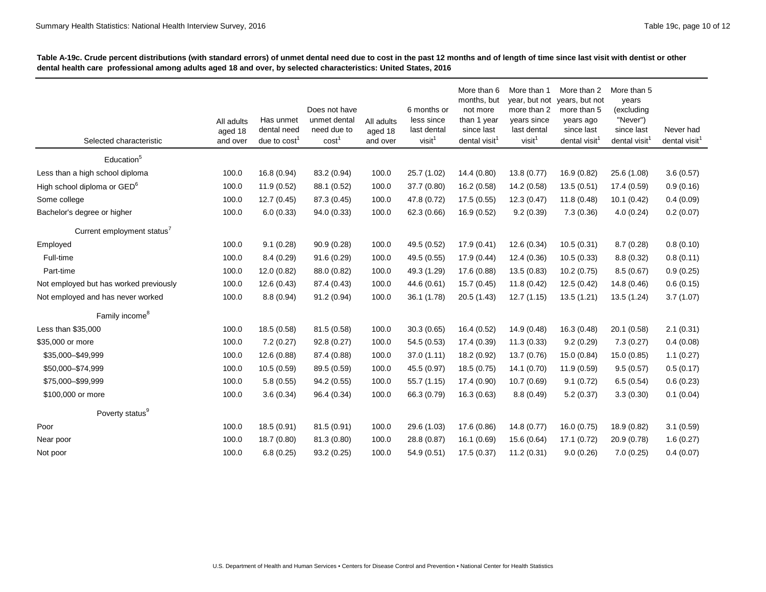**Table A-19c. Crude percent distributions (with standard errors) of unmet dental need due to cost in the past 12 months and of length of time since last visit with dentist or other dental health care professional among adults aged 18 and over, by selected characteristics: United States, 2016**

| Selected characteristic | All adults aged 18 and over | Has unmet dental need due to cost[1] | Does not have unmet dental need due to cost[1] | All adults aged 18 and over | 6 months or less since last dental visit[1] | More than 6 months, but not more than 1 year since last dental visit[1] | More than 1 year, but not more than 2 years since last dental visit[1] | More than 2 years, but not more than 5 years ago since last dental visit[1] | More than 5 years (excluding "Never") since last dental visit[1] | Never had dental visit[1] |
|---|---|---|---|---|---|---|---|---|---|---|
| Education[5] | | | | | | | | | | |
| Less than a high school diploma | 100.0 | 16.8 (0.94) | 83.2 (0.94) | 100.0 | 25.7 (1.02) | 14.4 (0.80) | 13.8 (0.77) | 16.9 (0.82) | 25.6 (1.08) | 3.6 (0.57) |
| High school diploma or GED[6] | 100.0 | 11.9 (0.52) | 88.1 (0.52) | 100.0 | 37.7 (0.80) | 16.2 (0.58) | 14.2 (0.58) | 13.5 (0.51) | 17.4 (0.59) | 0.9 (0.16) |
| Some college | 100.0 | 12.7 (0.45) | 87.3 (0.45) | 100.0 | 47.8 (0.72) | 17.5 (0.55) | 12.3 (0.47) | 11.8 (0.48) | 10.1 (0.42) | 0.4 (0.09) |
| Bachelor's degree or higher | 100.0 | 6.0 (0.33) | 94.0 (0.33) | 100.0 | 62.3 (0.66) | 16.9 (0.52) | 9.2 (0.39) | 7.3 (0.36) | 4.0 (0.24) | 0.2 (0.07) |
| Current employment status[7] | | | | | | | | | | |
| Employed | 100.0 | 9.1 (0.28) | 90.9 (0.28) | 100.0 | 49.5 (0.52) | 17.9 (0.41) | 12.6 (0.34) | 10.5 (0.31) | 8.7 (0.28) | 0.8 (0.10) |
| Full-time | 100.0 | 8.4 (0.29) | 91.6 (0.29) | 100.0 | 49.5 (0.55) | 17.9 (0.44) | 12.4 (0.36) | 10.5 (0.33) | 8.8 (0.32) | 0.8 (0.11) |
| Part-time | 100.0 | 12.0 (0.82) | 88.0 (0.82) | 100.0 | 49.3 (1.29) | 17.6 (0.88) | 13.5 (0.83) | 10.2 (0.75) | 8.5 (0.67) | 0.9 (0.25) |
| Not employed but has worked previously | 100.0 | 12.6 (0.43) | 87.4 (0.43) | 100.0 | 44.6 (0.61) | 15.7 (0.45) | 11.8 (0.42) | 12.5 (0.42) | 14.8 (0.46) | 0.6 (0.15) |
| Not employed and has never worked | 100.0 | 8.8 (0.94) | 91.2 (0.94) | 100.0 | 36.1 (1.78) | 20.5 (1.43) | 12.7 (1.15) | 13.5 (1.21) | 13.5 (1.24) | 3.7 (1.07) |
| Family income[8] | | | | | | | | | | |
| Less than $35,000 | 100.0 | 18.5 (0.58) | 81.5 (0.58) | 100.0 | 30.3 (0.65) | 16.4 (0.52) | 14.9 (0.48) | 16.3 (0.48) | 20.1 (0.58) | 2.1 (0.31) |
| $35,000 or more | 100.0 | 7.2 (0.27) | 92.8 (0.27) | 100.0 | 54.5 (0.53) | 17.4 (0.39) | 11.3 (0.33) | 9.2 (0.29) | 7.3 (0.27) | 0.4 (0.08) |
| $35,000–$49,999 | 100.0 | 12.6 (0.88) | 87.4 (0.88) | 100.0 | 37.0 (1.11) | 18.2 (0.92) | 13.7 (0.76) | 15.0 (0.84) | 15.0 (0.85) | 1.1 (0.27) |
| $50,000–$74,999 | 100.0 | 10.5 (0.59) | 89.5 (0.59) | 100.0 | 45.5 (0.97) | 18.5 (0.75) | 14.1 (0.70) | 11.9 (0.59) | 9.5 (0.57) | 0.5 (0.17) |
| $75,000–$99,999 | 100.0 | 5.8 (0.55) | 94.2 (0.55) | 100.0 | 55.7 (1.15) | 17.4 (0.90) | 10.7 (0.69) | 9.1 (0.72) | 6.5 (0.54) | 0.6 (0.23) |
| $100,000 or more | 100.0 | 3.6 (0.34) | 96.4 (0.34) | 100.0 | 66.3 (0.79) | 16.3 (0.63) | 8.8 (0.49) | 5.2 (0.37) | 3.3 (0.30) | 0.1 (0.04) |
| Poverty status[9] | | | | | | | | | | |
| Poor | 100.0 | 18.5 (0.91) | 81.5 (0.91) | 100.0 | 29.6 (1.03) | 17.6 (0.86) | 14.8 (0.77) | 16.0 (0.75) | 18.9 (0.82) | 3.1 (0.59) |
| Near poor | 100.0 | 18.7 (0.80) | 81.3 (0.80) | 100.0 | 28.8 (0.87) | 16.1 (0.69) | 15.6 (0.64) | 17.1 (0.72) | 20.9 (0.78) | 1.6 (0.27) |
| Not poor | 100.0 | 6.8 (0.25) | 93.2 (0.25) | 100.0 | 54.9 (0.51) | 17.5 (0.37) | 11.2 (0.31) | 9.0 (0.26) | 7.0 (0.25) | 0.4 (0.07) |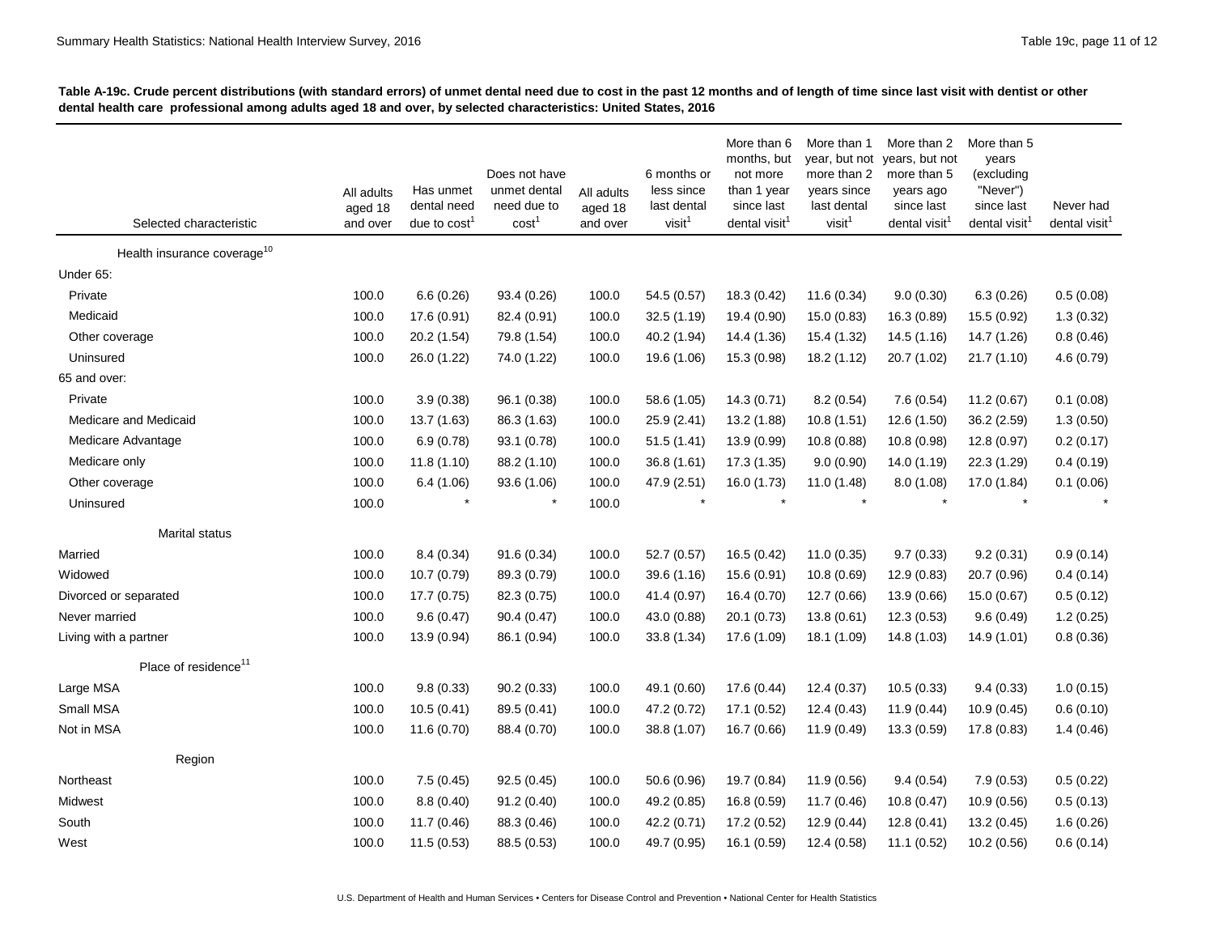**Table A-19c. Crude percent distributions (with standard errors) of unmet dental need due to cost in the past 12 months and of length of time since last visit with dentist or other dental health care professional among adults aged 18 and over, by selected characteristics: United States, 2016**

| Selected characteristic | All adults aged 18 and over | Has unmet dental need due to cost[1] | Does not have unmet dental need due to cost[1] | All adults aged 18 and over | 6 months or less since last dental visit[1] | More than 6 months, but not more than 1 year since last dental visit[1] | More than 1 year, but not more than 2 years since last dental visit[1] | More than 2 years, but not more than 5 years ago since last dental visit[1] | More than 5 years (excluding "Never") since last dental visit[1] | Never had dental visit[1] |
|---|---|---|---|---|---|---|---|---|---|---|
| **Health insurance coverage[10]** | | | | | | | | | | |
| Under 65: | | | | | | | | | | |
| Private | 100.0 | 6.6 (0.26) | 93.4 (0.26) | 100.0 | 54.5 (0.57) | 18.3 (0.42) | 11.6 (0.34) | 9.0 (0.30) | 6.3 (0.26) | 0.5 (0.08) |
| Medicaid | 100.0 | 17.6 (0.91) | 82.4 (0.91) | 100.0 | 32.5 (1.19) | 19.4 (0.90) | 15.0 (0.83) | 16.3 (0.89) | 15.5 (0.92) | 1.3 (0.32) |
| Other coverage | 100.0 | 20.2 (1.54) | 79.8 (1.54) | 100.0 | 40.2 (1.94) | 14.4 (1.36) | 15.4 (1.32) | 14.5 (1.16) | 14.7 (1.26) | 0.8 (0.46) |
| Uninsured | 100.0 | 26.0 (1.22) | 74.0 (1.22) | 100.0 | 19.6 (1.06) | 15.3 (0.98) | 18.2 (1.12) | 20.7 (1.02) | 21.7 (1.10) | 4.6 (0.79) |
| 65 and over: | | | | | | | | | | |
| Private | 100.0 | 3.9 (0.38) | 96.1 (0.38) | 100.0 | 58.6 (1.05) | 14.3 (0.71) | 8.2 (0.54) | 7.6 (0.54) | 11.2 (0.67) | 0.1 (0.08) |
| Medicare and Medicaid | 100.0 | 13.7 (1.63) | 86.3 (1.63) | 100.0 | 25.9 (2.41) | 13.2 (1.88) | 10.8 (1.51) | 12.6 (1.50) | 36.2 (2.59) | 1.3 (0.50) |
| Medicare Advantage | 100.0 | 6.9 (0.78) | 93.1 (0.78) | 100.0 | 51.5 (1.41) | 13.9 (0.99) | 10.8 (0.88) | 10.8 (0.98) | 12.8 (0.97) | 0.2 (0.17) |
| Medicare only | 100.0 | 11.8 (1.10) | 88.2 (1.10) | 100.0 | 36.8 (1.61) | 17.3 (1.35) | 9.0 (0.90) | 14.0 (1.19) | 22.3 (1.29) | 0.4 (0.19) |
| Other coverage | 100.0 | 6.4 (1.06) | 93.6 (1.06) | 100.0 | 47.9 (2.51) | 16.0 (1.73) | 11.0 (1.48) | 8.0 (1.08) | 17.0 (1.84) | 0.1 (0.06) |
| Uninsured | 100.0 | * | * | 100.0 | * | * | * | * | * | * |
| **Marital status** | | | | | | | | | | |
| Married | 100.0 | 8.4 (0.34) | 91.6 (0.34) | 100.0 | 52.7 (0.57) | 16.5 (0.42) | 11.0 (0.35) | 9.7 (0.33) | 9.2 (0.31) | 0.9 (0.14) |
| Widowed | 100.0 | 10.7 (0.79) | 89.3 (0.79) | 100.0 | 39.6 (1.16) | 15.6 (0.91) | 10.8 (0.69) | 12.9 (0.83) | 20.7 (0.96) | 0.4 (0.14) |
| Divorced or separated | 100.0 | 17.7 (0.75) | 82.3 (0.75) | 100.0 | 41.4 (0.97) | 16.4 (0.70) | 12.7 (0.66) | 13.9 (0.66) | 15.0 (0.67) | 0.5 (0.12) |
| Never married | 100.0 | 9.6 (0.47) | 90.4 (0.47) | 100.0 | 43.0 (0.88) | 20.1 (0.73) | 13.8 (0.61) | 12.3 (0.53) | 9.6 (0.49) | 1.2 (0.25) |
| Living with a partner | 100.0 | 13.9 (0.94) | 86.1 (0.94) | 100.0 | 33.8 (1.34) | 17.6 (1.09) | 18.1 (1.09) | 14.8 (1.03) | 14.9 (1.01) | 0.8 (0.36) |
| **Place of residence[11]** | | | | | | | | | | |
| Large MSA | 100.0 | 9.8 (0.33) | 90.2 (0.33) | 100.0 | 49.1 (0.60) | 17.6 (0.44) | 12.4 (0.37) | 10.5 (0.33) | 9.4 (0.33) | 1.0 (0.15) |
| Small MSA | 100.0 | 10.5 (0.41) | 89.5 (0.41) | 100.0 | 47.2 (0.72) | 17.1 (0.52) | 12.4 (0.43) | 11.9 (0.44) | 10.9 (0.45) | 0.6 (0.10) |
| Not in MSA | 100.0 | 11.6 (0.70) | 88.4 (0.70) | 100.0 | 38.8 (1.07) | 16.7 (0.66) | 11.9 (0.49) | 13.3 (0.59) | 17.8 (0.83) | 1.4 (0.46) |
| **Region** | | | | | | | | | | |
| Northeast | 100.0 | 7.5 (0.45) | 92.5 (0.45) | 100.0 | 50.6 (0.96) | 19.7 (0.84) | 11.9 (0.56) | 9.4 (0.54) | 7.9 (0.53) | 0.5 (0.22) |
| Midwest | 100.0 | 8.8 (0.40) | 91.2 (0.40) | 100.0 | 49.2 (0.85) | 16.8 (0.59) | 11.7 (0.46) | 10.8 (0.47) | 10.9 (0.56) | 0.5 (0.13) |
| South | 100.0 | 11.7 (0.46) | 88.3 (0.46) | 100.0 | 42.2 (0.71) | 17.2 (0.52) | 12.9 (0.44) | 12.8 (0.41) | 13.2 (0.45) | 1.6 (0.26) |
| West | 100.0 | 11.5 (0.53) | 88.5 (0.53) | 100.0 | 49.7 (0.95) | 16.1 (0.59) | 12.4 (0.58) | 11.1 (0.52) | 10.2 (0.56) | 0.6 (0.14) |

U.S. Department of Health and Human Services • Centers for Disease Control and Prevention • National Center for Health Statistics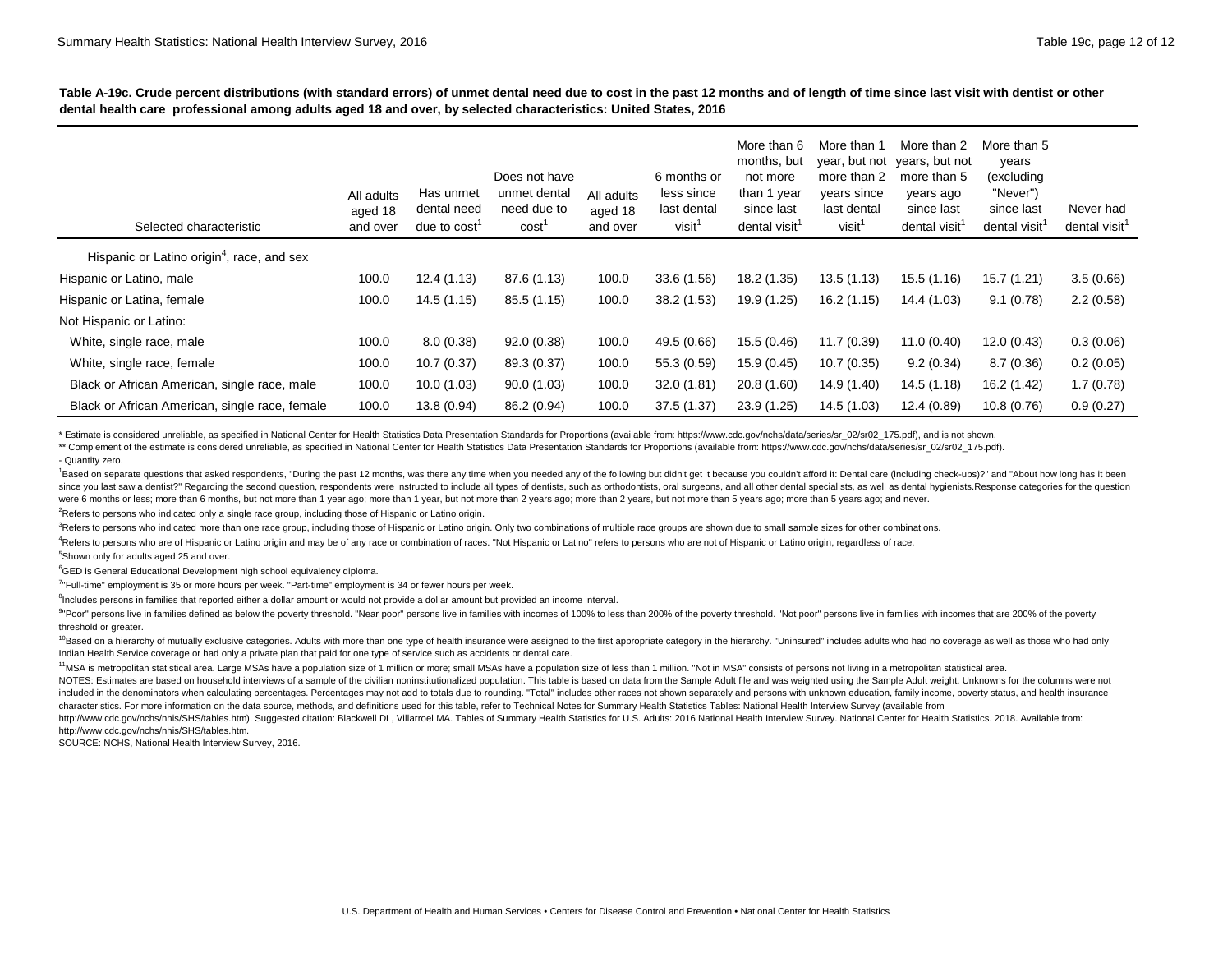**Table A-19c. Crude percent distributions (with standard errors) of unmet dental need due to cost in the past 12 months and of length of time since last visit with dentist or other dental health care professional among adults aged 18 and over, by selected characteristics: United States, 2016**

| Selected characteristic | All adults aged 18 and over | Has unmet dental need due to cost[1] | Does not have unmet dental need due to cost[1] | All adults aged 18 and over | 6 months or less since last dental visit[1] | More than 6 months, but not more than 1 year since last dental visit[1] | More than 1 year, but not more than 2 years since last dental visit[1] | More than 2 years, but not more than 5 years ago since last dental visit[1] | More than 5 years (excluding "Never") since last dental visit[1] | Never had dental visit[1] |
|---|---|---|---|---|---|---|---|---|---|---|
| Hispanic or Latino origin[4], race, and sex | | | | | | | | | | |
| Hispanic or Latino, male | 100.0 | 12.4 (1.13) | 87.6 (1.13) | 100.0 | 33.6 (1.56) | 18.2 (1.35) | 13.5 (1.13) | 15.5 (1.16) | 15.7 (1.21) | 3.5 (0.66) |
| Hispanic or Latina, female | 100.0 | 14.5 (1.15) | 85.5 (1.15) | 100.0 | 38.2 (1.53) | 19.9 (1.25) | 16.2 (1.15) | 14.4 (1.03) | 9.1 (0.78) | 2.2 (0.58) |
| Not Hispanic or Latino: | | | | | | | | | | |
| White, single race, male | 100.0 | 8.0 (0.38) | 92.0 (0.38) | 100.0 | 49.5 (0.66) | 15.5 (0.46) | 11.7 (0.39) | 11.0 (0.40) | 12.0 (0.43) | 0.3 (0.06) |
| White, single race, female | 100.0 | 10.7 (0.37) | 89.3 (0.37) | 100.0 | 55.3 (0.59) | 15.9 (0.45) | 10.7 (0.35) | 9.2 (0.34) | 8.7 (0.36) | 0.2 (0.05) |
| Black or African American, single race, male | 100.0 | 10.0 (1.03) | 90.0 (1.03) | 100.0 | 32.0 (1.81) | 20.8 (1.60) | 14.9 (1.40) | 14.5 (1.18) | 16.2 (1.42) | 1.7 (0.78) |
| Black or African American, single race, female | 100.0 | 13.8 (0.94) | 86.2 (0.94) | 100.0 | 37.5 (1.37) | 23.9 (1.25) | 14.5 (1.03) | 12.4 (0.89) | 10.8 (0.76) | 0.9 (0.27) |

\* Estimate is considered unreliable, as specified in National Center for Health Statistics Data Presentation Standards for Proportions (available from: https://www.cdc.gov/nchs/data/series/sr_02/sr02_175.pdf), and is not shown.

\*\* Complement of the estimate is considered unreliable, as specified in National Center for Health Statistics Data Presentation Standards for Proportions (available from: https://www.cdc.gov/nchs/data/series/sr_02/sr02_175.pdf).

\- Quantity zero.

[1]Based on separate questions that asked respondents, "During the past 12 months, was there any time when you needed any of the following but didn't get it because you couldn't afford it: Dental care (including check-ups)?" and "About how long has it been since you last saw a dentist?" Regarding the second question, respondents were instructed to include all types of dentists, such as orthodontists, oral surgeons, and all other dental specialists, as well as dental hygienists.Response categories for the question were 6 months or less; more than 6 months, but not more than 1 year ago; more than 1 year, but not more than 2 years ago; more than 2 years, but not more than 5 years ago; more than 5 years ago; and never.

[2]Refers to persons who indicated only a single race group, including those of Hispanic or Latino origin.

[3]Refers to persons who indicated more than one race group, including those of Hispanic or Latino origin. Only two combinations of multiple race groups are shown due to small sample sizes for other combinations.

[4]Refers to persons who are of Hispanic or Latino origin and may be of any race or combination of races. "Not Hispanic or Latino" refers to persons who are not of Hispanic or Latino origin, regardless of race.

[5]Shown only for adults aged 25 and over.

[6]GED is General Educational Development high school equivalency diploma.

[7]"Full-time" employment is 35 or more hours per week. "Part-time" employment is 34 or fewer hours per week.

[8]Includes persons in families that reported either a dollar amount or would not provide a dollar amount but provided an income interval.

[9]"Poor" persons live in families defined as below the poverty threshold. "Near poor" persons live in families with incomes of 100% to less than 200% of the poverty threshold. "Not poor" persons live in families with incomes that are 200% of the poverty threshold or greater.

[10]Based on a hierarchy of mutually exclusive categories. Adults with more than one type of health insurance were assigned to the first appropriate category in the hierarchy. "Uninsured" includes adults who had no coverage as well as those who had only Indian Health Service coverage or had only a private plan that paid for one type of service such as accidents or dental care.

[11]MSA is metropolitan statistical area. Large MSAs have a population size of 1 million or more; small MSAs have a population size of less than 1 million. "Not in MSA" consists of persons not living in a metropolitan statistical area.

NOTES: Estimates are based on household interviews of a sample of the civilian noninstitutionalized population. This table is based on data from the Sample Adult file and was weighted using the Sample Adult weight. Unknowns for the columns were not included in the denominators when calculating percentages. Percentages may not add to totals due to rounding. "Total" includes other races not shown separately and persons with unknown education, family income, poverty status, and health insurance characteristics. For more information on the data source, methods, and definitions used for this table, refer to Technical Notes for Summary Health Statistics Tables: National Health Interview Survey (available from http://www.cdc.gov/nchs/nhis/SHS/tables.htm). Suggested citation: Blackwell DL, Villarroel MA. Tables of Summary Health Statistics for U.S. Adults: 2016 National Health Interview Survey. National Center for Health Statistics. 2018. Available from: http://www.cdc.gov/nchs/nhis/SHS/tables.htm.

SOURCE: NCHS, National Health Interview Survey, 2016.